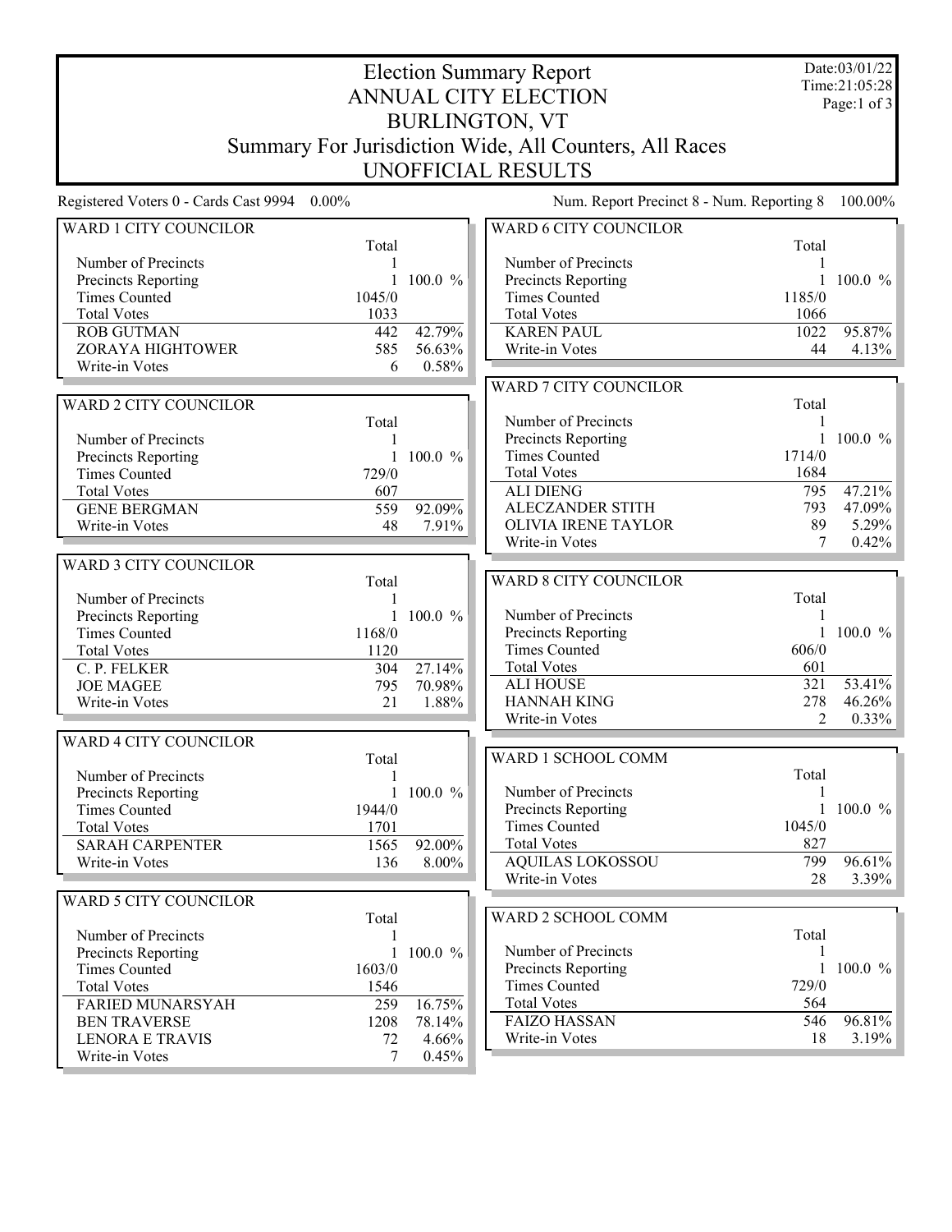# Election Summary Report
## ANNUAL CITY ELECTION
## BURLINGTON, VT
## Summary For Jurisdiction Wide, All Counters, All Races
## UNOFFICIAL RESULTS

Date:03/01/22
Time:21:05:28

Registered Voters 0 - Cards Cast 9994 0.00%

Num. Report Precinct 8 - Num. Reporting 8 100.00%

### WARD 1 CITY COUNCILOR

| | Total | |
|---|---|---|
| Number of Precincts | 1 | |
| Precincts Reporting | 1 | 100.0 % |
| Times Counted | 1045/0 | |
| Total Votes | 1033 | |
| ROB GUTMAN | 442 | 42.79% |
| ZORAYA HIGHTOWER | 585 | 56.63% |
| Write-in Votes | 6 | 0.58% |

### WARD 2 CITY COUNCILOR

| | Total | |
|---|---|---|
| Number of Precincts | 1 | |
| Precincts Reporting | 1 | 100.0 % |
| Times Counted | 729/0 | |
| Total Votes | 607 | |
| GENE BERGMAN | 559 | 92.09% |
| Write-in Votes | 48 | 7.91% |

### WARD 3 CITY COUNCILOR

| | Total | |
|---|---|---|
| Number of Precincts | 1 | |
| Precincts Reporting | 1 | 100.0 % |
| Times Counted | 1168/0 | |
| Total Votes | 1120 | |
| C. P. FELKER | 304 | 27.14% |
| JOE MAGEE | 795 | 70.98% |
| Write-in Votes | 21 | 1.88% |

### WARD 4 CITY COUNCILOR

| | Total | |
|---|---|---|
| Number of Precincts | 1 | |
| Precincts Reporting | 1 | 100.0 % |
| Times Counted | 1944/0 | |
| Total Votes | 1701 | |
| SARAH CARPENTER | 1565 | 92.00% |
| Write-in Votes | 136 | 8.00% |

### WARD 5 CITY COUNCILOR

| | Total | |
|---|---|---|
| Number of Precincts | 1 | |
| Precincts Reporting | 1 | 100.0 % |
| Times Counted | 1603/0 | |
| Total Votes | 1546 | |
| FARIED MUNARSYAH | 259 | 16.75% |
| BEN TRAVERSE | 1208 | 78.14% |
| LENORA E TRAVIS | 72 | 4.66% |
| Write-in Votes | 7 | 0.45% |

### WARD 6 CITY COUNCILOR

| | Total | |
|---|---|---|
| Number of Precincts | 1 | |
| Precincts Reporting | 1 | 100.0 % |
| Times Counted | 1185/0 | |
| Total Votes | 1066 | |
| KAREN PAUL | 1022 | 95.87% |
| Write-in Votes | 44 | 4.13% |

### WARD 7 CITY COUNCILOR

| | Total | |
|---|---|---|
| Number of Precincts | 1 | |
| Precincts Reporting | 1 | 100.0 % |
| Times Counted | 1714/0 | |
| Total Votes | 1684 | |
| ALI DIENG | 795 | 47.21% |
| ALECZANDER STITH | 793 | 47.09% |
| OLIVIA IRENE TAYLOR | 89 | 5.29% |
| Write-in Votes | 7 | 0.42% |

### WARD 8 CITY COUNCILOR

| | Total | |
|---|---|---|
| Number of Precincts | 1 | |
| Precincts Reporting | 1 | 100.0 % |
| Times Counted | 606/0 | |
| Total Votes | 601 | |
| ALI HOUSE | 321 | 53.41% |
| HANNAH KING | 278 | 46.26% |
| Write-in Votes | 2 | 0.33% |

### WARD 1 SCHOOL COMM

| | Total | |
|---|---|---|
| Number of Precincts | 1 | |
| Precincts Reporting | 1 | 100.0 % |
| Times Counted | 1045/0 | |
| Total Votes | 827 | |
| AQUILAS LOKOSSOU | 799 | 96.61% |
| Write-in Votes | 28 | 3.39% |

### WARD 2 SCHOOL COMM

| | Total | |
|---|---|---|
| Number of Precincts | 1 | |
| Precincts Reporting | 1 | 100.0 % |
| Times Counted | 729/0 | |
| Total Votes | 564 | |
| FAIZO HASSAN | 546 | 96.81% |
| Write-in Votes | 18 | 3.19% |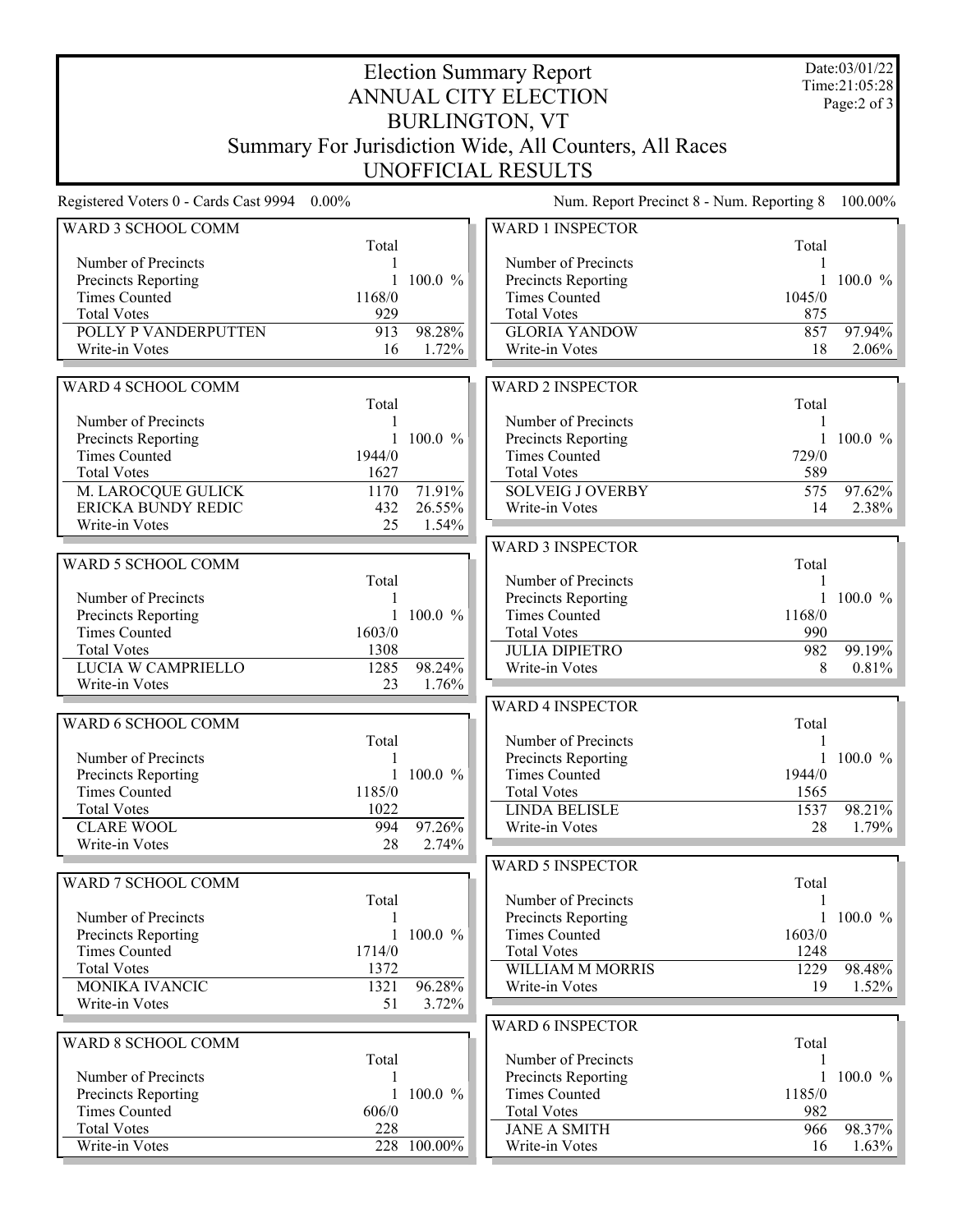# Election Summary Report
## ANNUAL CITY ELECTION
## BURLINGTON, VT
## Summary For Jurisdiction Wide, All Counters, All Races
## UNOFFICIAL RESULTS

Date:03/01/22
Time:21:05:28

Registered Voters 0 - Cards Cast 9994 0.00%

Num. Report Precinct 8 - Num. Reporting 8 100.00%

### WARD 3 SCHOOL COMM

| | Total | |
|---|---|---|
| Number of Precincts | 1 | |
| Precincts Reporting | 1 | 100.0 % |
| Times Counted | 1168/0 | |
| Total Votes | 929 | |
| POLLY P VANDERPUTTEN | 913 | 98.28% |
| Write-in Votes | 16 | 1.72% |

### WARD 4 SCHOOL COMM

| | Total | |
|---|---|---|
| Number of Precincts | 1 | |
| Precincts Reporting | 1 | 100.0 % |
| Times Counted | 1944/0 | |
| Total Votes | 1627 | |
| M. LAROCQUE GULICK | 1170 | 71.91% |
| ERICKA BUNDY REDIC | 432 | 26.55% |
| Write-in Votes | 25 | 1.54% |

### WARD 5 SCHOOL COMM

| | Total | |
|---|---|---|
| Number of Precincts | 1 | |
| Precincts Reporting | 1 | 100.0 % |
| Times Counted | 1603/0 | |
| Total Votes | 1308 | |
| LUCIA W CAMPRIELLO | 1285 | 98.24% |
| Write-in Votes | 23 | 1.76% |

### WARD 6 SCHOOL COMM

| | Total | |
|---|---|---|
| Number of Precincts | 1 | |
| Precincts Reporting | 1 | 100.0 % |
| Times Counted | 1185/0 | |
| Total Votes | 1022 | |
| CLARE WOOL | 994 | 97.26% |
| Write-in Votes | 28 | 2.74% |

### WARD 7 SCHOOL COMM

| | Total | |
|---|---|---|
| Number of Precincts | 1 | |
| Precincts Reporting | 1 | 100.0 % |
| Times Counted | 1714/0 | |
| Total Votes | 1372 | |
| MONIKA IVANCIC | 1321 | 96.28% |
| Write-in Votes | 51 | 3.72% |

### WARD 8 SCHOOL COMM

| | Total | |
|---|---|---|
| Number of Precincts | 1 | |
| Precincts Reporting | 1 | 100.0 % |
| Times Counted | 606/0 | |
| Total Votes | 228 | |
| Write-in Votes | 228 | 100.00% |

### WARD 1 INSPECTOR

| | Total | |
|---|---|---|
| Number of Precincts | 1 | |
| Precincts Reporting | 1 | 100.0 % |
| Times Counted | 1045/0 | |
| Total Votes | 875 | |
| GLORIA YANDOW | 857 | 97.94% |
| Write-in Votes | 18 | 2.06% |

### WARD 2 INSPECTOR

| | Total | |
|---|---|---|
| Number of Precincts | 1 | |
| Precincts Reporting | 1 | 100.0 % |
| Times Counted | 729/0 | |
| Total Votes | 589 | |
| SOLVEIG J OVERBY | 575 | 97.62% |
| Write-in Votes | 14 | 2.38% |

### WARD 3 INSPECTOR

| | Total | |
|---|---|---|
| Number of Precincts | 1 | |
| Precincts Reporting | 1 | 100.0 % |
| Times Counted | 1168/0 | |
| Total Votes | 990 | |
| JULIA DIPIETRO | 982 | 99.19% |
| Write-in Votes | 8 | 0.81% |

### WARD 4 INSPECTOR

| | Total | |
|---|---|---|
| Number of Precincts | 1 | |
| Precincts Reporting | 1 | 100.0 % |
| Times Counted | 1944/0 | |
| Total Votes | 1565 | |
| LINDA BELISLE | 1537 | 98.21% |
| Write-in Votes | 28 | 1.79% |

### WARD 5 INSPECTOR

| | Total | |
|---|---|---|
| Number of Precincts | 1 | |
| Precincts Reporting | 1 | 100.0 % |
| Times Counted | 1603/0 | |
| Total Votes | 1248 | |
| WILLIAM M MORRIS | 1229 | 98.48% |
| Write-in Votes | 19 | 1.52% |

### WARD 6 INSPECTOR

| | Total | |
|---|---|---|
| Number of Precincts | 1 | |
| Precincts Reporting | 1 | 100.0 % |
| Times Counted | 1185/0 | |
| Total Votes | 982 | |
| JANE A SMITH | 966 | 98.37% |
| Write-in Votes | 16 | 1.63% |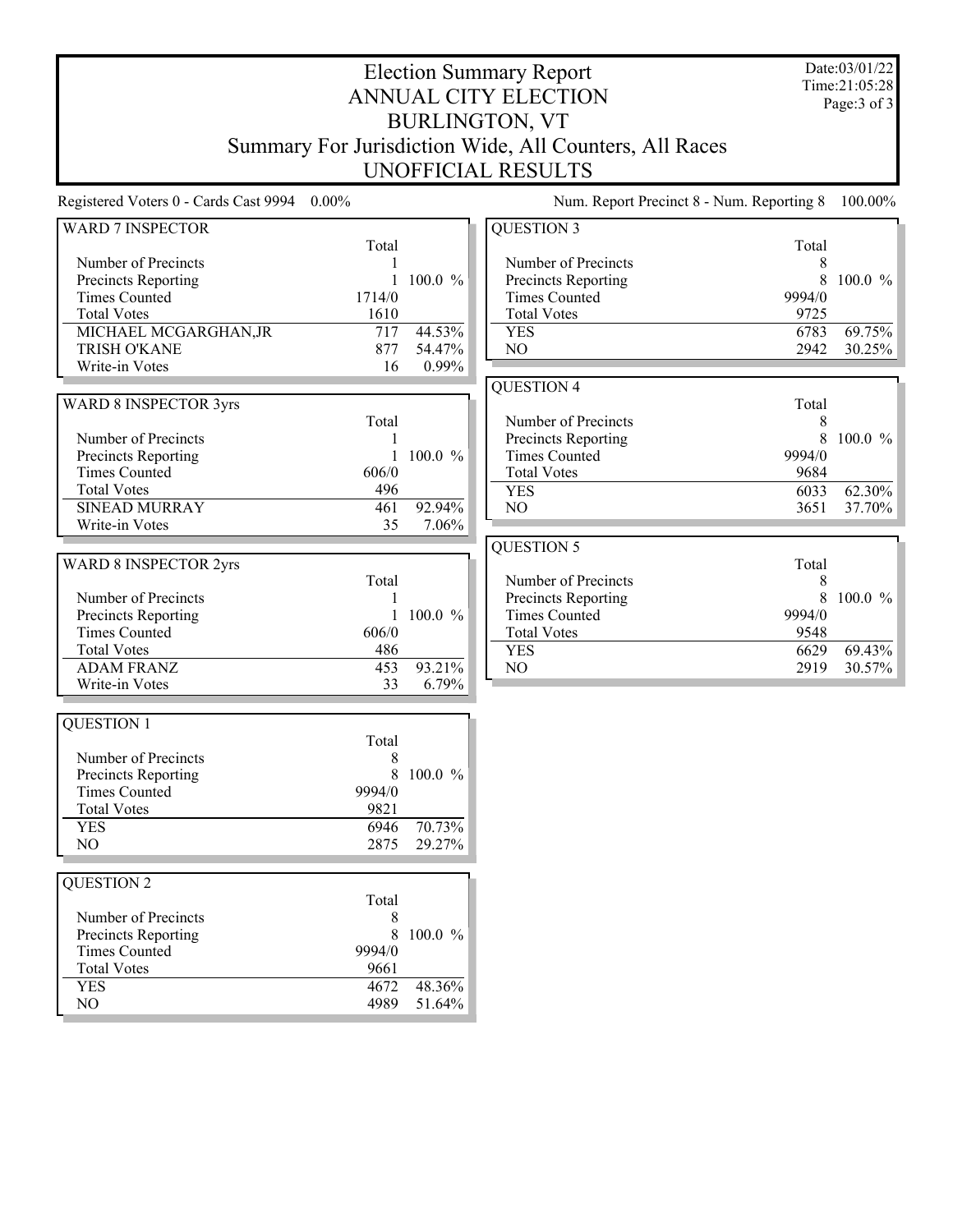# Election Summary Report
## ANNUAL CITY ELECTION
## BURLINGTON, VT
## Summary For Jurisdiction Wide, All Counters, All Races
## UNOFFICIAL RESULTS

Date:03/01/22
Time:21:05:28

Registered Voters 0 - Cards Cast 9994 0.00%

Num. Report Precinct 8 - Num. Reporting 8 100.00%

### WARD 7 INSPECTOR

| | Total | |
|---|---|---|
| Number of Precincts | 1 | |
| Precincts Reporting | 1 | 100.0 % |
| Times Counted | 1714/0 | |
| Total Votes | 1610 | |
| MICHAEL MCGARGHAN,JR | 717 | 44.53% |
| TRISH O'KANE | 877 | 54.47% |
| Write-in Votes | 16 | 0.99% |

### WARD 8 INSPECTOR 3yrs

| | Total | |
|---|---|---|
| Number of Precincts | 1 | |
| Precincts Reporting | 1 | 100.0 % |
| Times Counted | 606/0 | |
| Total Votes | 496 | |
| SINEAD MURRAY | 461 | 92.94% |
| Write-in Votes | 35 | 7.06% |

### WARD 8 INSPECTOR 2yrs

| | Total | |
|---|---|---|
| Number of Precincts | 1 | |
| Precincts Reporting | 1 | 100.0 % |
| Times Counted | 606/0 | |
| Total Votes | 486 | |
| ADAM FRANZ | 453 | 93.21% |
| Write-in Votes | 33 | 6.79% |

### QUESTION 1

| | Total | |
|---|---|---|
| Number of Precincts | 8 | |
| Precincts Reporting | 8 | 100.0 % |
| Times Counted | 9994/0 | |
| Total Votes | 9821 | |
| YES | 6946 | 70.73% |
| NO | 2875 | 29.27% |

### QUESTION 2

| | Total | |
|---|---|---|
| Number of Precincts | 8 | |
| Precincts Reporting | 8 | 100.0 % |
| Times Counted | 9994/0 | |
| Total Votes | 9661 | |
| YES | 4672 | 48.36% |
| NO | 4989 | 51.64% |

### QUESTION 3

| | Total | |
|---|---|---|
| Number of Precincts | 8 | |
| Precincts Reporting | 8 | 100.0 % |
| Times Counted | 9994/0 | |
| Total Votes | 9725 | |
| YES | 6783 | 69.75% |
| NO | 2942 | 30.25% |

### QUESTION 4

| | Total | |
|---|---|---|
| Number of Precincts | 8 | |
| Precincts Reporting | 8 | 100.0 % |
| Times Counted | 9994/0 | |
| Total Votes | 9684 | |
| YES | 6033 | 62.30% |
| NO | 3651 | 37.70% |

### QUESTION 5

| | Total | |
|---|---|---|
| Number of Precincts | 8 | |
| Precincts Reporting | 8 | 100.0 % |
| Times Counted | 9994/0 | |
| Total Votes | 9548 | |
| YES | 6629 | 69.43% |
| NO | 2919 | 30.57% |